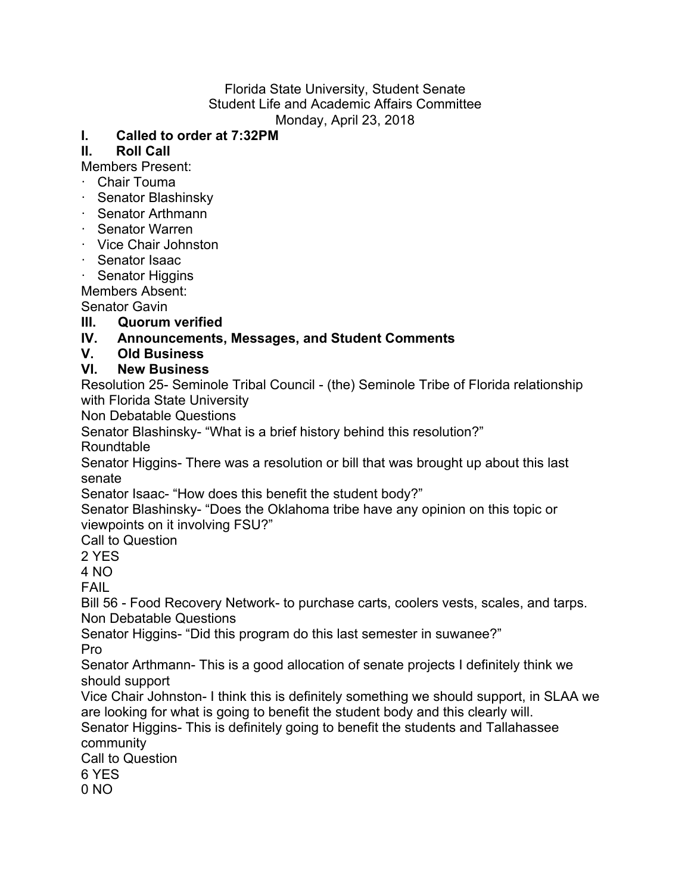Florida State University, Student Senate
Student Life and Academic Affairs Committee
Monday, April 23, 2018

## I. Called to order at 7:32PM

## II. Roll Call

Members Present:

- Chair Touma
- Senator Blashinsky
- Senator Arthmann
- Senator Warren
- Vice Chair Johnston
- Senator Isaac
- Senator Higgins

Members Absent:
Senator Gavin

## III. Quorum verified

## IV. Announcements, Messages, and Student Comments

## V. Old Business

## VI. New Business

Resolution 25- Seminole Tribal Council - (the) Seminole Tribe of Florida relationship with Florida State University

Non Debatable Questions

Senator Blashinsky- "What is a brief history behind this resolution?"

Roundtable

Senator Higgins- There was a resolution or bill that was brought up about this last senate

Senator Isaac- "How does this benefit the student body?"

Senator Blashinsky- "Does the Oklahoma tribe have any opinion on this topic or viewpoints on it involving FSU?"

Call to Question

2 YES

4 NO

FAIL

Bill 56 - Food Recovery Network- to purchase carts, coolers vests, scales, and tarps.

Non Debatable Questions

Senator Higgins- "Did this program do this last semester in suwanee?"

Pro

Senator Arthmann- This is a good allocation of senate projects I definitely think we should support

Vice Chair Johnston- I think this is definitely something we should support, in SLAA we are looking for what is going to benefit the student body and this clearly will.

Senator Higgins- This is definitely going to benefit the students and Tallahassee community

Call to Question

6 YES

0 NO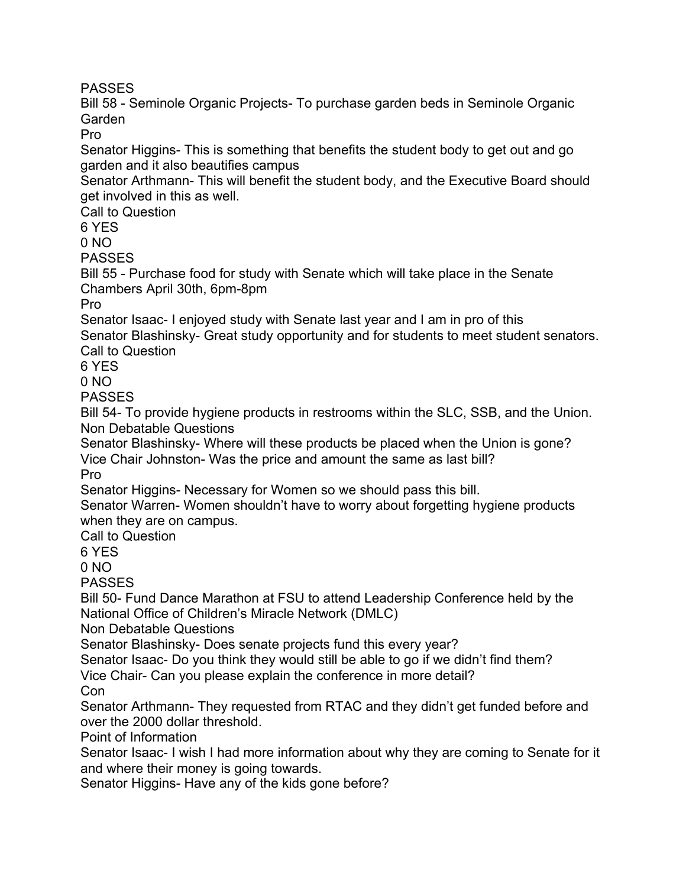PASSES

Bill 58 - Seminole Organic Projects- To purchase garden beds in Seminole Organic Garden

Pro

Senator Higgins- This is something that benefits the student body to get out and go garden and it also beautifies campus

Senator Arthmann- This will benefit the student body, and the Executive Board should get involved in this as well.

Call to Question

6 YES

0 NO

PASSES

Bill 55 - Purchase food for study with Senate which will take place in the Senate Chambers April 30th, 6pm-8pm

Pro

Senator Isaac- I enjoyed study with Senate last year and I am in pro of this

Senator Blashinsky- Great study opportunity and for students to meet student senators.

Call to Question

6 YES

0 NO

PASSES

Bill 54- To provide hygiene products in restrooms within the SLC, SSB, and the Union.

Non Debatable Questions

Senator Blashinsky- Where will these products be placed when the Union is gone?

Vice Chair Johnston- Was the price and amount the same as last bill?

Pro

Senator Higgins- Necessary for Women so we should pass this bill.

Senator Warren- Women shouldn't have to worry about forgetting hygiene products when they are on campus.

Call to Question

6 YES

0 NO

PASSES

Bill 50- Fund Dance Marathon at FSU to attend Leadership Conference held by the National Office of Children's Miracle Network (DMLC)

Non Debatable Questions

Senator Blashinsky- Does senate projects fund this every year?

Senator Isaac- Do you think they would still be able to go if we didn't find them?

Vice Chair- Can you please explain the conference in more detail?

Con

Senator Arthmann- They requested from RTAC and they didn't get funded before and over the 2000 dollar threshold.

Point of Information

Senator Isaac- I wish I had more information about why they are coming to Senate for it and where their money is going towards.

Senator Higgins- Have any of the kids gone before?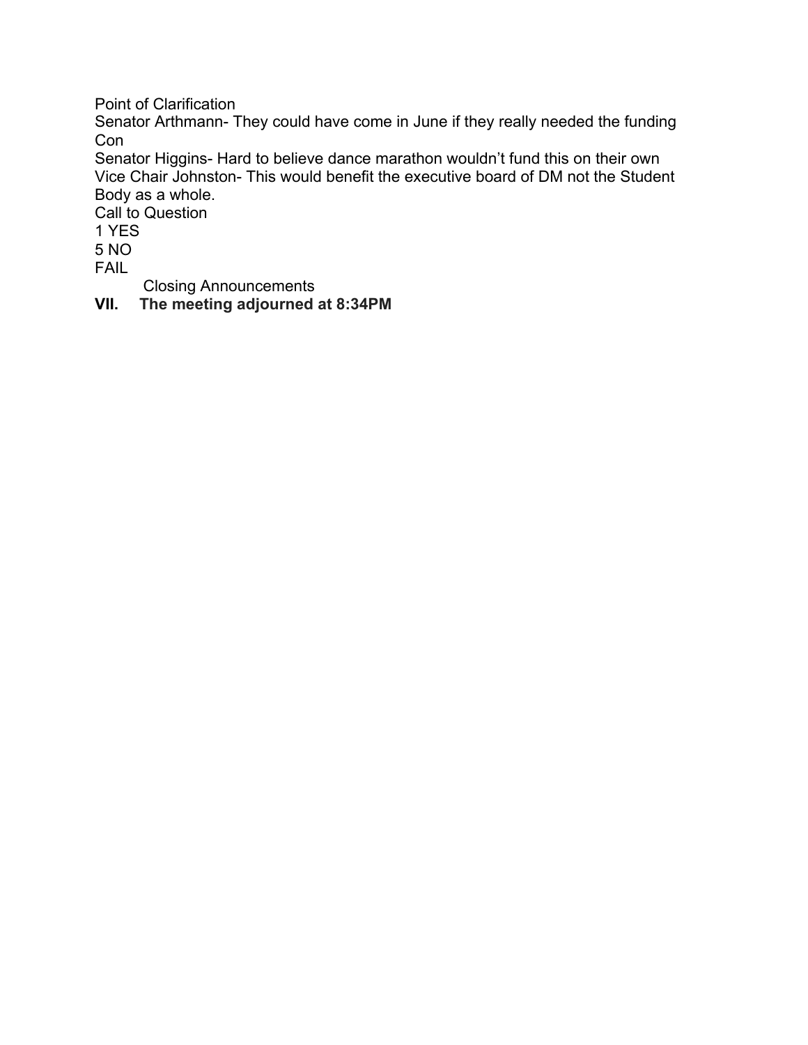Point of Clarification

Senator Arthmann- They could have come in June if they really needed the funding

Con

Senator Higgins- Hard to believe dance marathon wouldn't fund this on their own

Vice Chair Johnston- This would benefit the executive board of DM not the Student Body as a whole.

Call to Question

1 YES

5 NO

FAIL

Closing Announcements

**VII. The meeting adjourned at 8:34PM**